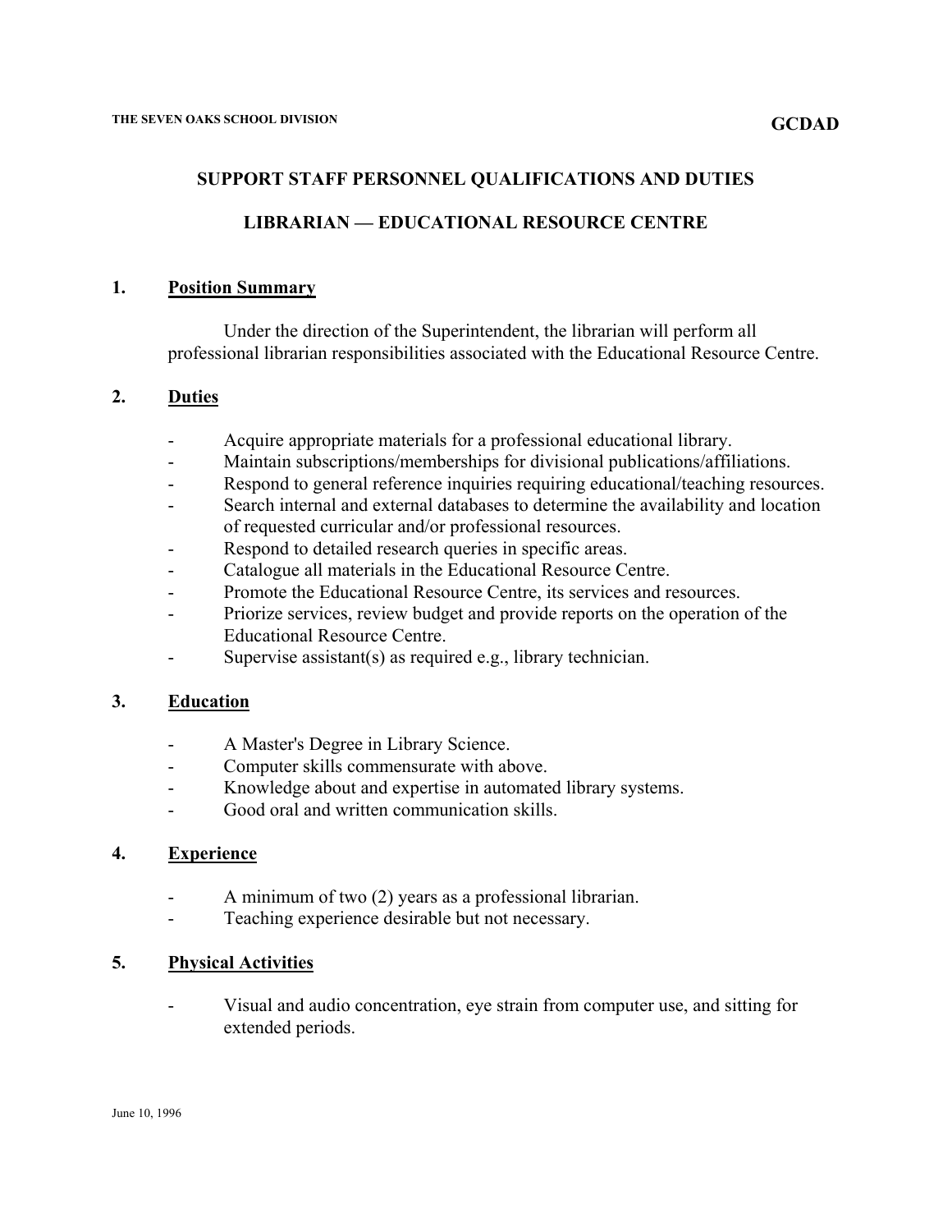THE SEVEN OAKS SCHOOL DIVISION

**GCDAD**

## SUPPORT STAFF PERSONNEL QUALIFICATIONS AND DUTIES

## LIBRARIAN — EDUCATIONAL RESOURCE CENTRE

### 1. Position Summary

Under the direction of the Superintendent, the librarian will perform all professional librarian responsibilities associated with the Educational Resource Centre.

### 2. Duties

- Acquire appropriate materials for a professional educational library.
- Maintain subscriptions/memberships for divisional publications/affiliations.
- Respond to general reference inquiries requiring educational/teaching resources.
- Search internal and external databases to determine the availability and location of requested curricular and/or professional resources.
- Respond to detailed research queries in specific areas.
- Catalogue all materials in the Educational Resource Centre.
- Promote the Educational Resource Centre, its services and resources.
- Priorize services, review budget and provide reports on the operation of the Educational Resource Centre.
- Supervise assistant(s) as required e.g., library technician.

### 3. Education

- A Master's Degree in Library Science.
- Computer skills commensurate with above.
- Knowledge about and expertise in automated library systems.
- Good oral and written communication skills.

### 4. Experience

- A minimum of two (2) years as a professional librarian.
- Teaching experience desirable but not necessary.

### 5. Physical Activities

- Visual and audio concentration, eye strain from computer use, and sitting for extended periods.

June 10, 1996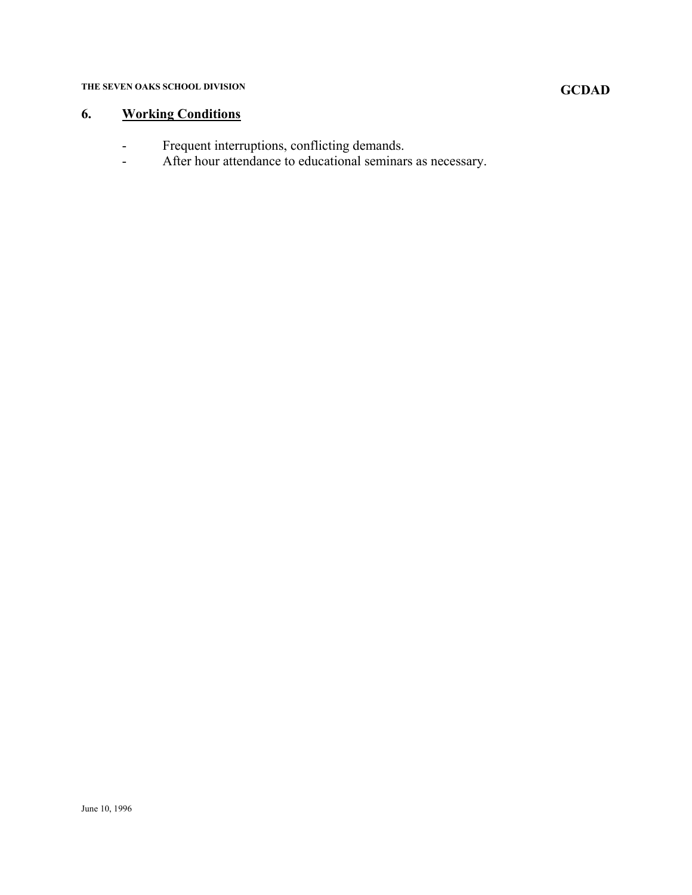## 6. Working Conditions

- Frequent interruptions, conflicting demands.
- After hour attendance to educational seminars as necessary.